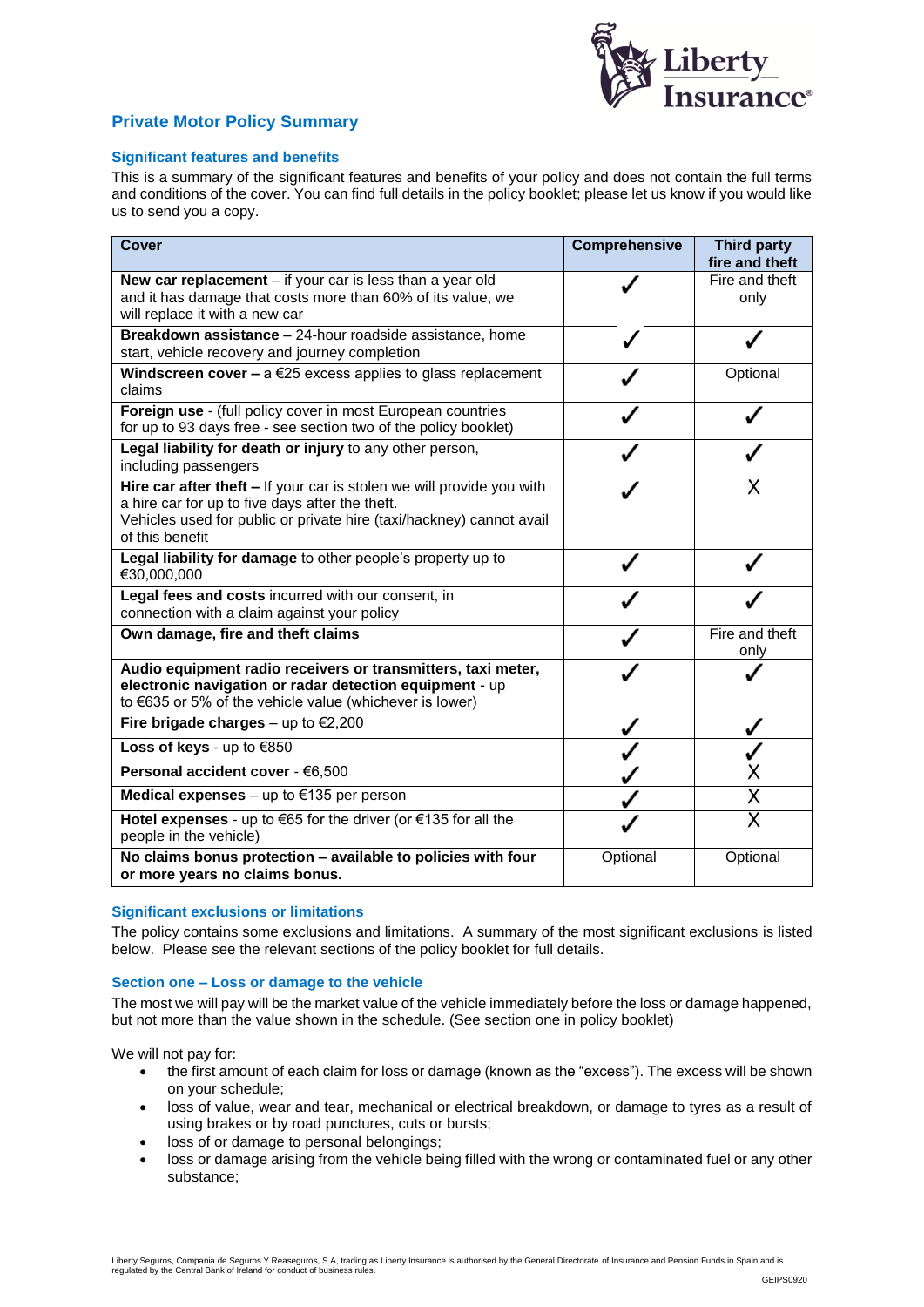## Private Motor Policy Summary

### Significant features and benefits

This is a summary of the significant features and benefits of your policy and does not contain the full terms and conditions of the cover. You can find full details in the policy booklet; please let us know if you would like us to send you a copy.

| Cover | Comprehensive | Third party fire and theft |
|---|---|---|
| **New car replacement** – if your car is less than a year old and it has damage that costs more than 60% of its value, we will replace it with a new car | ✓ | Fire and theft only |
| **Breakdown assistance** – 24-hour roadside assistance, home start, vehicle recovery and journey completion | ✓ | ✓ |
| **Windscreen cover –** a €25 excess applies to glass replacement claims | ✓ | Optional |
| **Foreign use** - (full policy cover in most European countries for up to 93 days free - see section two of the policy booklet) | ✓ | ✓ |
| **Legal liability for death or injury** to any other person, including passengers | ✓ | ✓ |
| **Hire car after theft –** If your car is stolen we will provide you with a hire car for up to five days after the theft. Vehicles used for public or private hire (taxi/hackney) cannot avail of this benefit | ✓ | X |
| **Legal liability for damage** to other people's property up to €30,000,000 | ✓ | ✓ |
| **Legal fees and costs** incurred with our consent, in connection with a claim against your policy | ✓ | ✓ |
| **Own damage, fire and theft claims** | ✓ | Fire and theft only |
| **Audio equipment radio receivers or transmitters, taxi meter, electronic navigation or radar detection equipment -** up to €635 or 5% of the vehicle value (whichever is lower) | ✓ | ✓ |
| **Fire brigade charges** – up to €2,200 | ✓ | ✓ |
| **Loss of keys** - up to €850 | ✓ | ✓ |
| **Personal accident cover** - €6,500 | ✓ | X |
| **Medical expenses** – up to €135 per person | ✓ | X |
| **Hotel expenses** - up to €65 for the driver (or €135 for all the people in the vehicle) | ✓ | X |
| **No claims bonus protection – available to policies with four or more years no claims bonus.** | Optional | Optional |

### Significant exclusions or limitations

The policy contains some exclusions and limitations. A summary of the most significant exclusions is listed below. Please see the relevant sections of the policy booklet for full details.

### Section one – Loss or damage to the vehicle

The most we will pay will be the market value of the vehicle immediately before the loss or damage happened, but not more than the value shown in the schedule. (See section one in policy booklet)

We will not pay for:

- the first amount of each claim for loss or damage (known as the "excess"). The excess will be shown on your schedule;
- loss of value, wear and tear, mechanical or electrical breakdown, or damage to tyres as a result of using brakes or by road punctures, cuts or bursts;
- loss of or damage to personal belongings;
- loss or damage arising from the vehicle being filled with the wrong or contaminated fuel or any other substance;

Liberty Seguros, Compania de Seguros Y Reaseguros, S.A, trading as Liberty Insurance is authorised by the General Directorate of Insurance and Pension Funds in Spain and is regulated by the Central Bank of Ireland for conduct of business rules.

GEIPS0920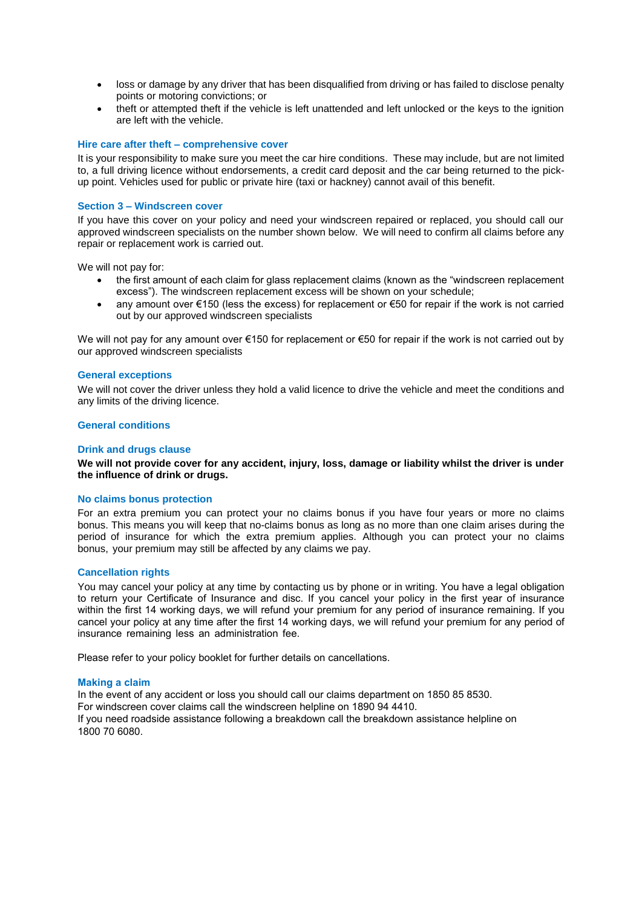- loss or damage by any driver that has been disqualified from driving or has failed to disclose penalty points or motoring convictions; or
- theft or attempted theft if the vehicle is left unattended and left unlocked or the keys to the ignition are left with the vehicle.

### Hire care after theft – comprehensive cover

It is your responsibility to make sure you meet the car hire conditions. These may include, but are not limited to, a full driving licence without endorsements, a credit card deposit and the car being returned to the pick-up point. Vehicles used for public or private hire (taxi or hackney) cannot avail of this benefit.

### Section 3 – Windscreen cover

If you have this cover on your policy and need your windscreen repaired or replaced, you should call our approved windscreen specialists on the number shown below. We will need to confirm all claims before any repair or replacement work is carried out.

We will not pay for:

- the first amount of each claim for glass replacement claims (known as the "windscreen replacement excess"). The windscreen replacement excess will be shown on your schedule;
- any amount over €150 (less the excess) for replacement or €50 for repair if the work is not carried out by our approved windscreen specialists

We will not pay for any amount over €150 for replacement or €50 for repair if the work is not carried out by our approved windscreen specialists

### General exceptions

We will not cover the driver unless they hold a valid licence to drive the vehicle and meet the conditions and any limits of the driving licence.

### General conditions

### Drink and drugs clause

**We will not provide cover for any accident, injury, loss, damage or liability whilst the driver is under the influence of drink or drugs.**

### No claims bonus protection

For an extra premium you can protect your no claims bonus if you have four years or more no claims bonus. This means you will keep that no-claims bonus as long as no more than one claim arises during the period of insurance for which the extra premium applies. Although you can protect your no claims bonus, your premium may still be affected by any claims we pay.

### Cancellation rights

You may cancel your policy at any time by contacting us by phone or in writing. You have a legal obligation to return your Certificate of Insurance and disc. If you cancel your policy in the first year of insurance within the first 14 working days, we will refund your premium for any period of insurance remaining. If you cancel your policy at any time after the first 14 working days, we will refund your premium for any period of insurance remaining less an administration fee.

Please refer to your policy booklet for further details on cancellations.

### Making a claim

In the event of any accident or loss you should call our claims department on 1850 85 8530.
For windscreen cover claims call the windscreen helpline on 1890 94 4410.
If you need roadside assistance following a breakdown call the breakdown assistance helpline on 1800 70 6080.